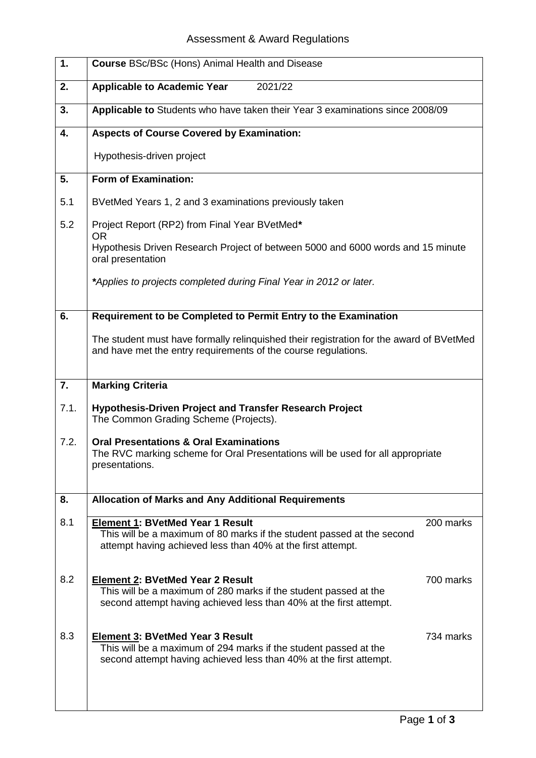# Assessment & Award Regulations

| | |
|---|---|
| **1.** | **Course** BSc/BSc (Hons) Animal Health and Disease |
| **2.** | **Applicable to Academic Year** 2021/22 |
| **3.** | **Applicable to** Students who have taken their Year 3 examinations since 2008/09 |
| **4.** | **Aspects of Course Covered by Examination:**<br><br>Hypothesis-driven project |
| **5.** | **Form of Examination:** |
| 5.1 | BVetMed Years 1, 2 and 3 examinations previously taken |
| 5.2 | Project Report (RP2) from Final Year BVetMed**\***<br>OR<br>Hypothesis Driven Research Project of between 5000 and 6000 words and 15 minute oral presentation<br><br>**\****Applies to projects completed during Final Year in 2012 or later.* |
| **6.** | **Requirement to be Completed to Permit Entry to the Examination**<br><br>The student must have formally relinquished their registration for the award of BVetMed and have met the entry requirements of the course regulations. |
| **7.** | **Marking Criteria** |
| 7.1. | **Hypothesis-Driven Project and Transfer Research Project**<br>The Common Grading Scheme (Projects). |
| 7.2. | **Oral Presentations & Oral Examinations**<br>The RVC marking scheme for Oral Presentations will be used for all appropriate presentations. |
| **8.** | **Allocation of Marks and Any Additional Requirements** |
| 8.1 | **<u>Element 1</u>: BVetMed Year 1 Result** — 200 marks<br>This will be a maximum of 80 marks if the student passed at the second attempt having achieved less than 40% at the first attempt. |
| 8.2 | **<u>Element 2</u>: BVetMed Year 2 Result** — 700 marks<br>This will be a maximum of 280 marks if the student passed at the second attempt having achieved less than 40% at the first attempt. |
| 8.3 | **<u>Element 3</u>: BVetMed Year 3 Result** — 734 marks<br>This will be a maximum of 294 marks if the student passed at the second attempt having achieved less than 40% at the first attempt. |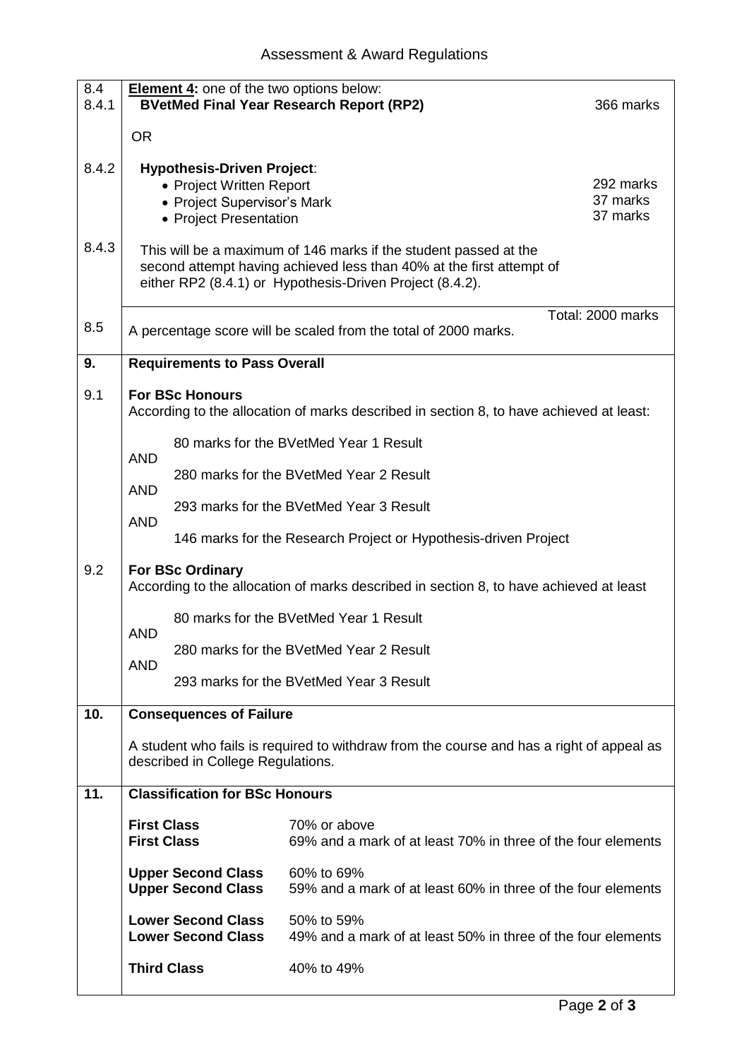| | | |
|---|---|---|
| 8.4<br>8.4.1 | **Element 4:** one of the two options below:<br>**BVetMed Final Year Research Report (RP2)** | 366 marks |
| | OR | |
| 8.4.2 | **Hypothesis-Driven Project**:<br>• Project Written Report<br>• Project Supervisor's Mark<br>• Project Presentation | 292 marks<br>37 marks<br>37 marks |
| 8.4.3 | This will be a maximum of 146 marks if the student passed at the second attempt having achieved less than 40% at the first attempt of either RP2 (8.4.1) or Hypothesis-Driven Project (8.4.2). | |
| 8.5 | A percentage score will be scaled from the total of 2000 marks. | Total: 2000 marks |

## 9. Requirements to Pass Overall

**9.1 For BSc Honours**

According to the allocation of marks described in section 8, to have achieved at least:

80 marks for the BVetMed Year 1 Result

AND

280 marks for the BVetMed Year 2 Result

AND

293 marks for the BVetMed Year 3 Result

AND

146 marks for the Research Project or Hypothesis-driven Project

**9.2 For BSc Ordinary**

According to the allocation of marks described in section 8, to have achieved at least

80 marks for the BVetMed Year 1 Result

AND

280 marks for the BVetMed Year 2 Result

AND

293 marks for the BVetMed Year 3 Result

## 10. Consequences of Failure

A student who fails is required to withdraw from the course and has a right of appeal as described in College Regulations.

## 11. Classification for BSc Honours

| Class | Requirement |
|---|---|
| **First Class** | 70% or above |
| **First Class** | 69% and a mark of at least 70% in three of the four elements |
| **Upper Second Class** | 60% to 69% |
| **Upper Second Class** | 59% and a mark of at least 60% in three of the four elements |
| **Lower Second Class** | 50% to 59% |
| **Lower Second Class** | 49% and a mark of at least 50% in three of the four elements |
| **Third Class** | 40% to 49% |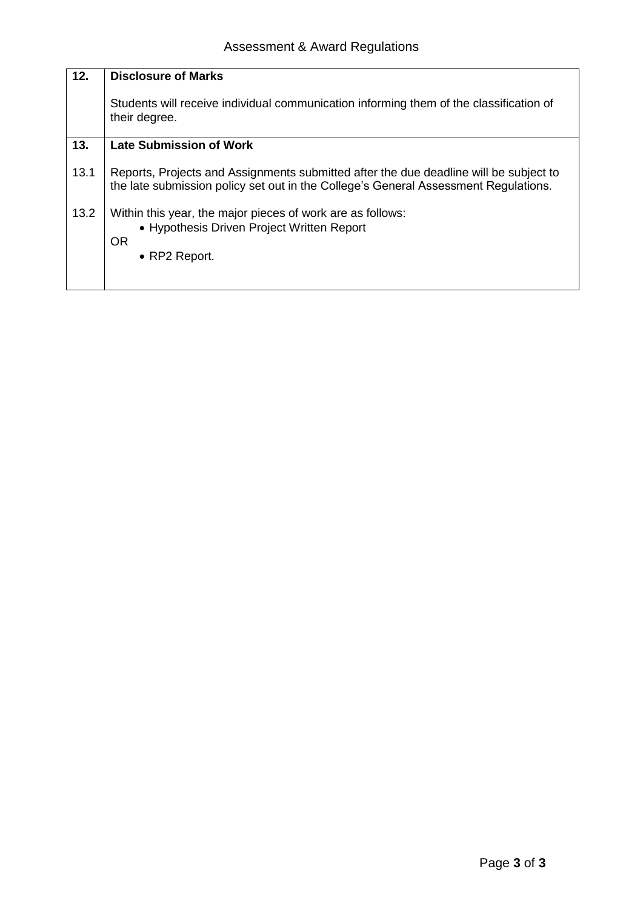| | |
|---|---|
| **12.** | **Disclosure of Marks**<br><br>Students will receive individual communication informing them of the classification of their degree. |
| **13.** | **Late Submission of Work** |
| 13.1 | Reports, Projects and Assignments submitted after the due deadline will be subject to the late submission policy set out in the College's General Assessment Regulations. |
| 13.2 | Within this year, the major pieces of work are as follows:<br>• Hypothesis Driven Project Written Report<br>OR<br>• RP2 Report. |